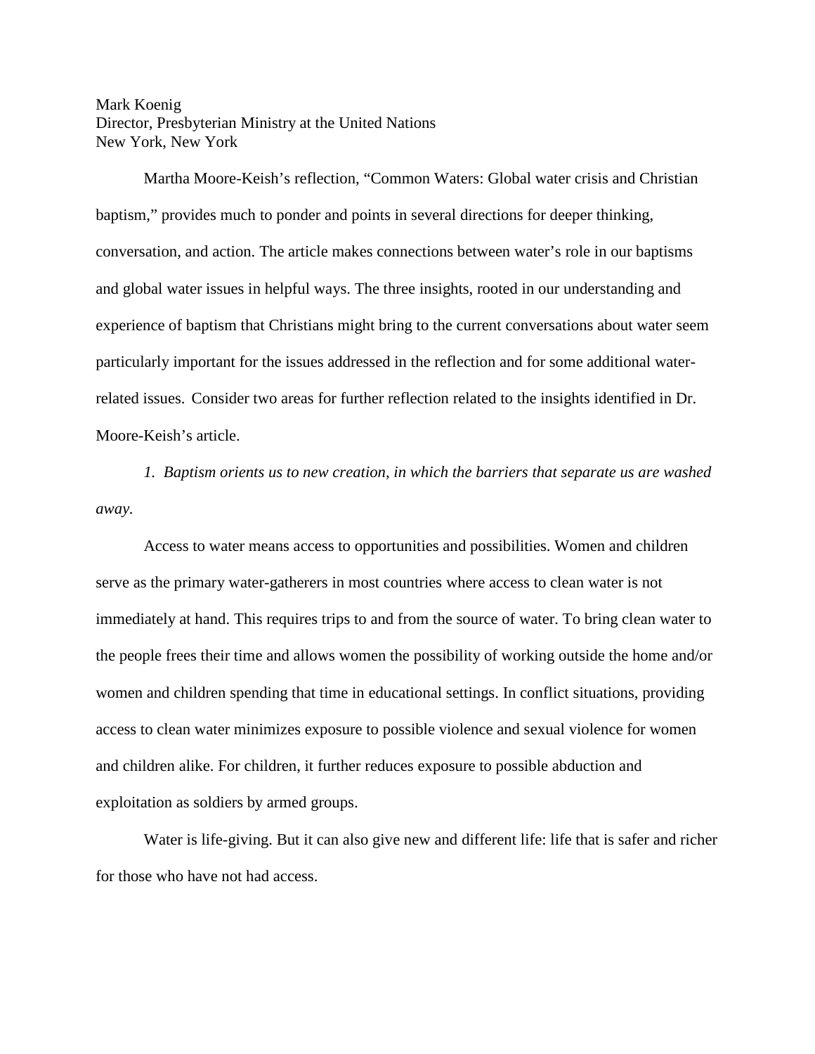Mark Koenig
Director, Presbyterian Ministry at the United Nations
New York, New York

Martha Moore-Keish's reflection, "Common Waters: Global water crisis and Christian baptism," provides much to ponder and points in several directions for deeper thinking, conversation, and action. The article makes connections between water's role in our baptisms and global water issues in helpful ways. The three insights, rooted in our understanding and experience of baptism that Christians might bring to the current conversations about water seem particularly important for the issues addressed in the reflection and for some additional water-related issues. Consider two areas for further reflection related to the insights identified in Dr. Moore-Keish's article.

*1. Baptism orients us to new creation, in which the barriers that separate us are washed away.*

Access to water means access to opportunities and possibilities. Women and children serve as the primary water-gatherers in most countries where access to clean water is not immediately at hand. This requires trips to and from the source of water. To bring clean water to the people frees their time and allows women the possibility of working outside the home and/or women and children spending that time in educational settings. In conflict situations, providing access to clean water minimizes exposure to possible violence and sexual violence for women and children alike. For children, it further reduces exposure to possible abduction and exploitation as soldiers by armed groups.

Water is life-giving. But it can also give new and different life: life that is safer and richer for those who have not had access.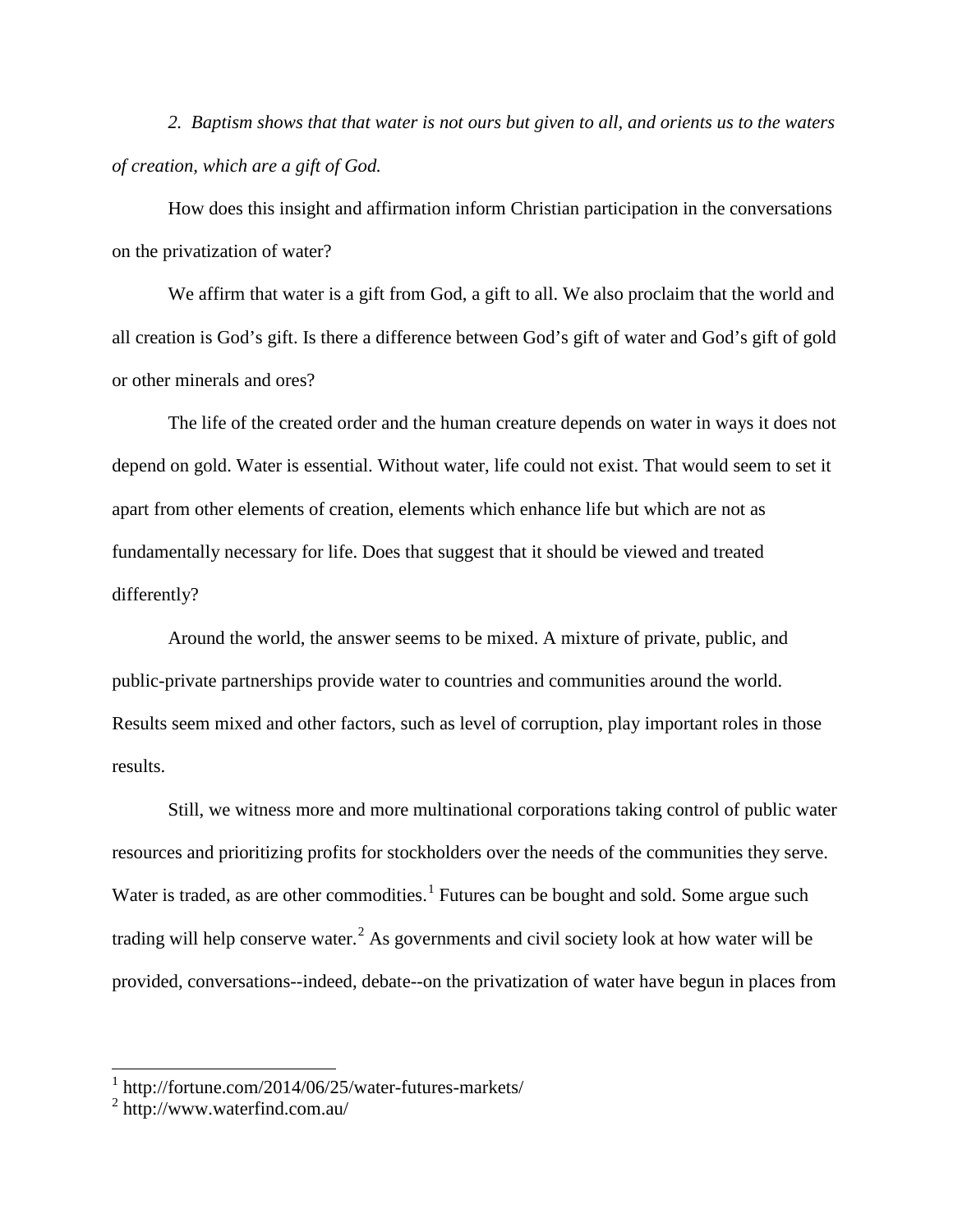*2. Baptism shows that that water is not ours but given to all, and orients us to the waters of creation, which are a gift of God.*

How does this insight and affirmation inform Christian participation in the conversations on the privatization of water?

We affirm that water is a gift from God, a gift to all. We also proclaim that the world and all creation is God's gift. Is there a difference between God's gift of water and God's gift of gold or other minerals and ores?

The life of the created order and the human creature depends on water in ways it does not depend on gold. Water is essential. Without water, life could not exist. That would seem to set it apart from other elements of creation, elements which enhance life but which are not as fundamentally necessary for life. Does that suggest that it should be viewed and treated differently?

Around the world, the answer seems to be mixed. A mixture of private, public, and public-private partnerships provide water to countries and communities around the world. Results seem mixed and other factors, such as level of corruption, play important roles in those results.

Still, we witness more and more multinational corporations taking control of public water resources and prioritizing profits for stockholders over the needs of the communities they serve. Water is traded, as are other commodities.[1] Futures can be bought and sold. Some argue such trading will help conserve water.[2] As governments and civil society look at how water will be provided, conversations--indeed, debate--on the privatization of water have begun in places from

[1] http://fortune.com/2014/06/25/water-futures-markets/
[2] http://www.waterfind.com.au/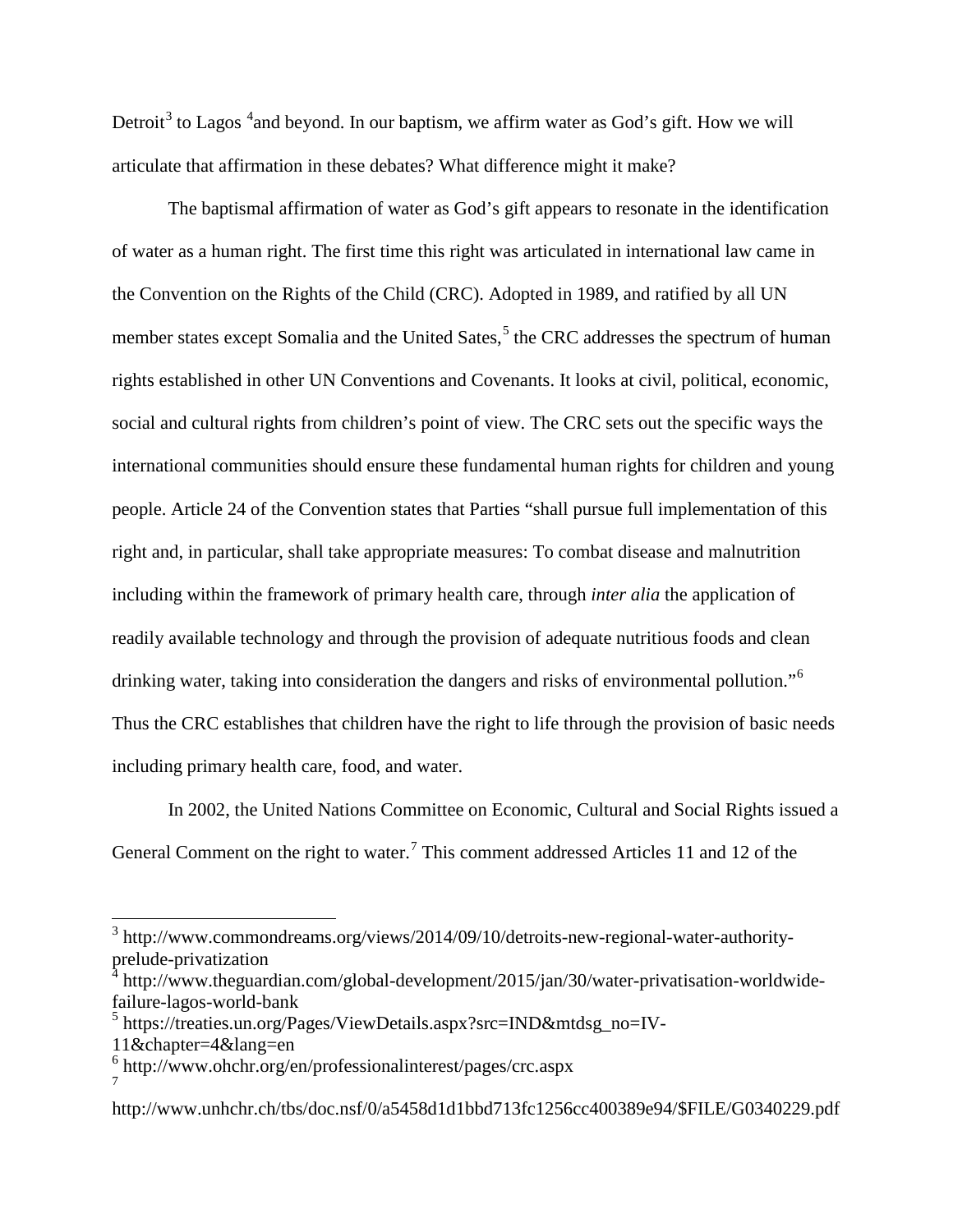Detroit[3] to Lagos [4]and beyond. In our baptism, we affirm water as God's gift. How we will articulate that affirmation in these debates? What difference might it make?

The baptismal affirmation of water as God's gift appears to resonate in the identification of water as a human right. The first time this right was articulated in international law came in the Convention on the Rights of the Child (CRC). Adopted in 1989, and ratified by all UN member states except Somalia and the United Sates,[5] the CRC addresses the spectrum of human rights established in other UN Conventions and Covenants. It looks at civil, political, economic, social and cultural rights from children's point of view. The CRC sets out the specific ways the international communities should ensure these fundamental human rights for children and young people. Article 24 of the Convention states that Parties "shall pursue full implementation of this right and, in particular, shall take appropriate measures: To combat disease and malnutrition including within the framework of primary health care, through *inter alia* the application of readily available technology and through the provision of adequate nutritious foods and clean drinking water, taking into consideration the dangers and risks of environmental pollution."[6] Thus the CRC establishes that children have the right to life through the provision of basic needs including primary health care, food, and water.

In 2002, the United Nations Committee on Economic, Cultural and Social Rights issued a General Comment on the right to water.[7] This comment addressed Articles 11 and 12 of the

---

[3] http://www.commondreams.org/views/2014/09/10/detroits-new-regional-water-authority-prelude-privatization

[4] http://www.theguardian.com/global-development/2015/jan/30/water-privatisation-worldwide-failure-lagos-world-bank

[5] https://treaties.un.org/Pages/ViewDetails.aspx?src=IND&mtdsg_no=IV-11&chapter=4&lang=en

[6] http://www.ohchr.org/en/professionalinterest/pages/crc.aspx

[7] http://www.unhchr.ch/tbs/doc.nsf/0/a5458d1d1bbd713fc1256cc400389e94/$FILE/G0340229.pdf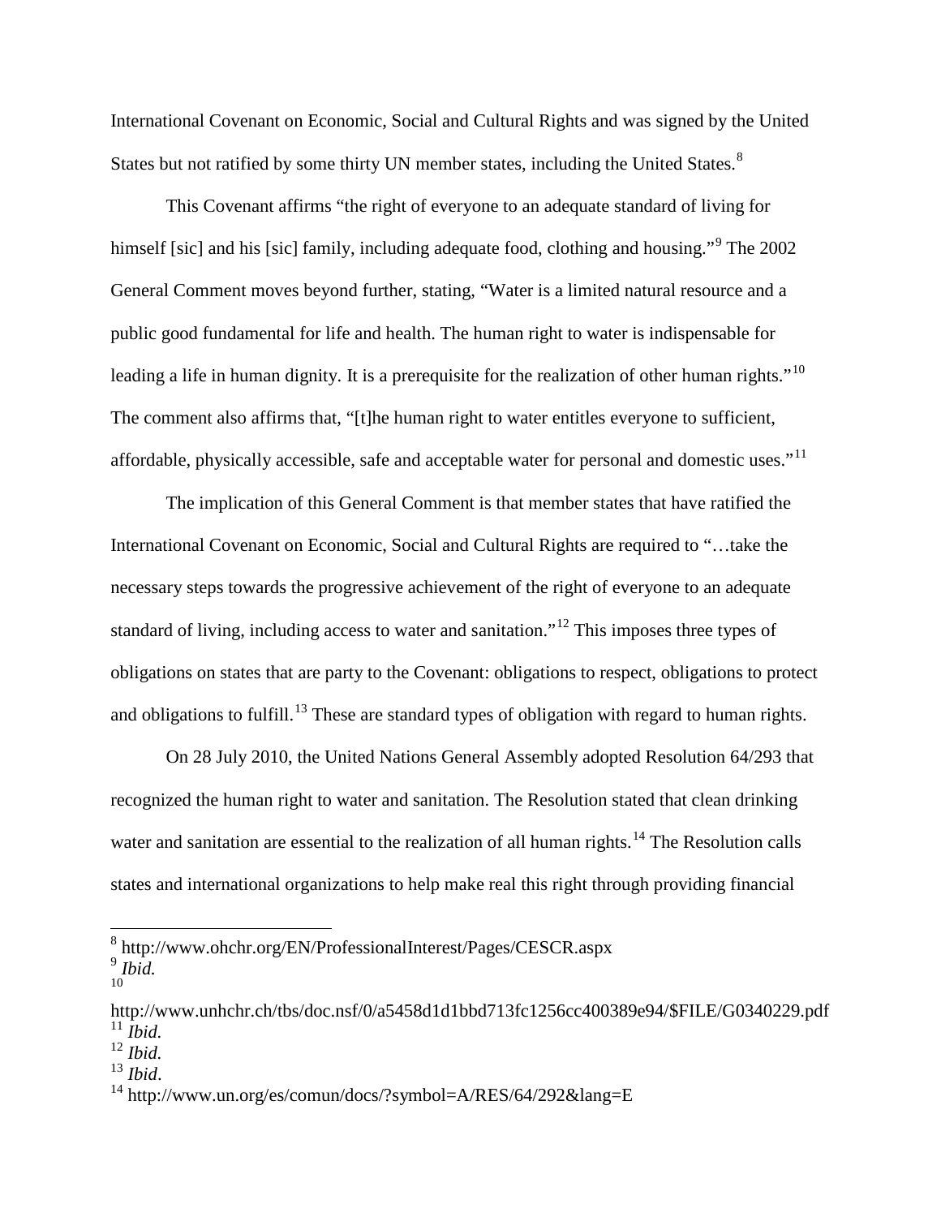International Covenant on Economic, Social and Cultural Rights and was signed by the United States but not ratified by some thirty UN member states, including the United States.[8]

This Covenant affirms "the right of everyone to an adequate standard of living for himself [sic] and his [sic] family, including adequate food, clothing and housing."[9] The 2002 General Comment moves beyond further, stating, "Water is a limited natural resource and a public good fundamental for life and health. The human right to water is indispensable for leading a life in human dignity. It is a prerequisite for the realization of other human rights."[10] The comment also affirms that, "[t]he human right to water entitles everyone to sufficient, affordable, physically accessible, safe and acceptable water for personal and domestic uses."[11]

The implication of this General Comment is that member states that have ratified the International Covenant on Economic, Social and Cultural Rights are required to "…take the necessary steps towards the progressive achievement of the right of everyone to an adequate standard of living, including access to water and sanitation."[12] This imposes three types of obligations on states that are party to the Covenant: obligations to respect, obligations to protect and obligations to fulfill.[13] These are standard types of obligation with regard to human rights.

On 28 July 2010, the United Nations General Assembly adopted Resolution 64/293 that recognized the human right to water and sanitation. The Resolution stated that clean drinking water and sanitation are essential to the realization of all human rights.[14] The Resolution calls states and international organizations to help make real this right through providing financial

---

[8] http://www.ohchr.org/EN/ProfessionalInterest/Pages/CESCR.aspx

[9] *Ibid.*

[10] http://www.unhchr.ch/tbs/doc.nsf/0/a5458d1d1bbd713fc1256cc400389e94/$FILE/G0340229.pdf

[11] *Ibid.*

[12] *Ibid.*

[13] *Ibid*.

[14] http://www.un.org/es/comun/docs/?symbol=A/RES/64/292&lang=E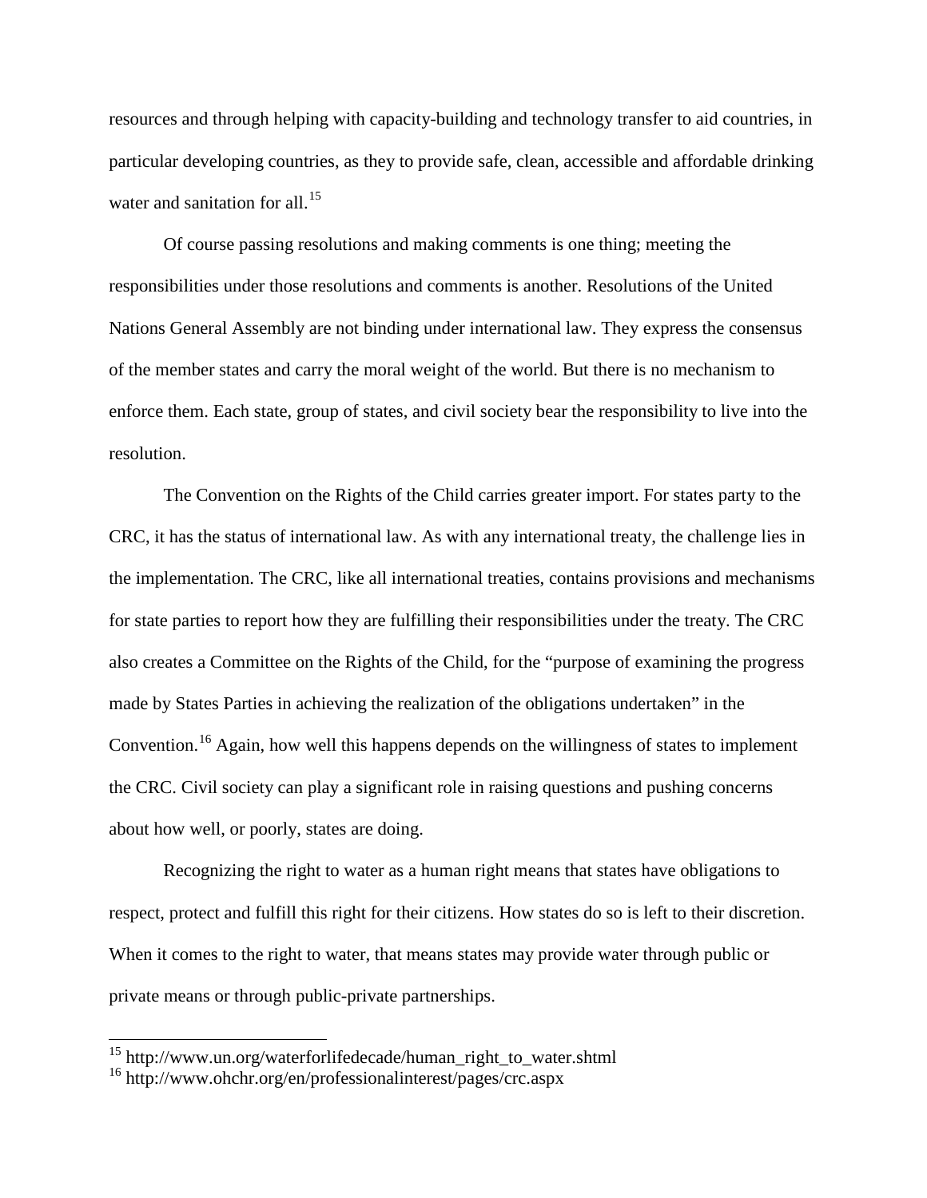resources and through helping with capacity-building and technology transfer to aid countries, in particular developing countries, as they to provide safe, clean, accessible and affordable drinking water and sanitation for all.[15]

Of course passing resolutions and making comments is one thing; meeting the responsibilities under those resolutions and comments is another. Resolutions of the United Nations General Assembly are not binding under international law. They express the consensus of the member states and carry the moral weight of the world. But there is no mechanism to enforce them. Each state, group of states, and civil society bear the responsibility to live into the resolution.

The Convention on the Rights of the Child carries greater import. For states party to the CRC, it has the status of international law. As with any international treaty, the challenge lies in the implementation. The CRC, like all international treaties, contains provisions and mechanisms for state parties to report how they are fulfilling their responsibilities under the treaty. The CRC also creates a Committee on the Rights of the Child, for the "purpose of examining the progress made by States Parties in achieving the realization of the obligations undertaken" in the Convention.[16] Again, how well this happens depends on the willingness of states to implement the CRC. Civil society can play a significant role in raising questions and pushing concerns about how well, or poorly, states are doing.

Recognizing the right to water as a human right means that states have obligations to respect, protect and fulfill this right for their citizens. How states do so is left to their discretion. When it comes to the right to water, that means states may provide water through public or private means or through public-private partnerships.

---

[15] http://www.un.org/waterforlifedecade/human_right_to_water.shtml

[16] http://www.ohchr.org/en/professionalinterest/pages/crc.aspx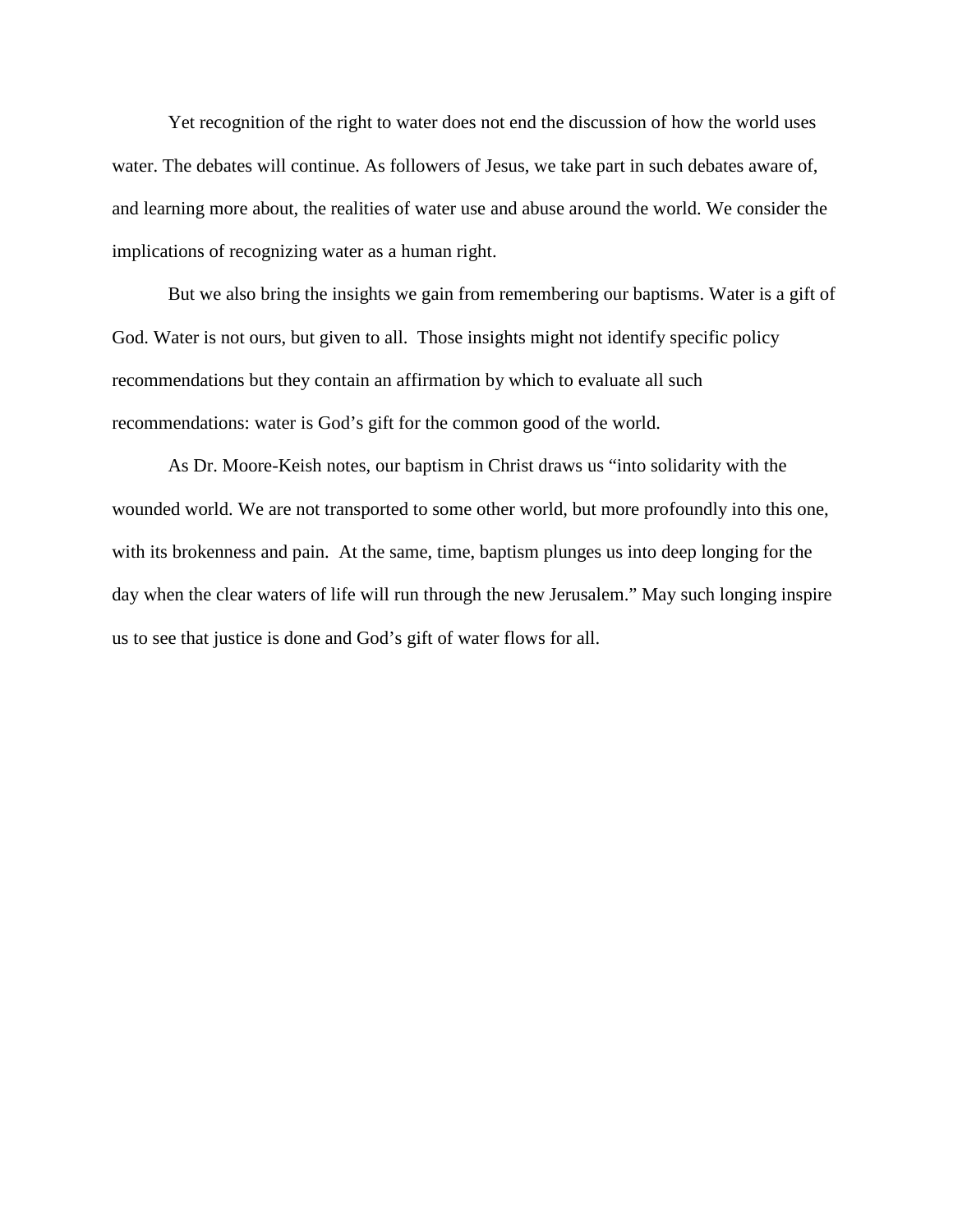Yet recognition of the right to water does not end the discussion of how the world uses water. The debates will continue. As followers of Jesus, we take part in such debates aware of, and learning more about, the realities of water use and abuse around the world. We consider the implications of recognizing water as a human right.

But we also bring the insights we gain from remembering our baptisms. Water is a gift of God. Water is not ours, but given to all. Those insights might not identify specific policy recommendations but they contain an affirmation by which to evaluate all such recommendations: water is God's gift for the common good of the world.

As Dr. Moore-Keish notes, our baptism in Christ draws us "into solidarity with the wounded world. We are not transported to some other world, but more profoundly into this one, with its brokenness and pain. At the same, time, baptism plunges us into deep longing for the day when the clear waters of life will run through the new Jerusalem." May such longing inspire us to see that justice is done and God's gift of water flows for all.